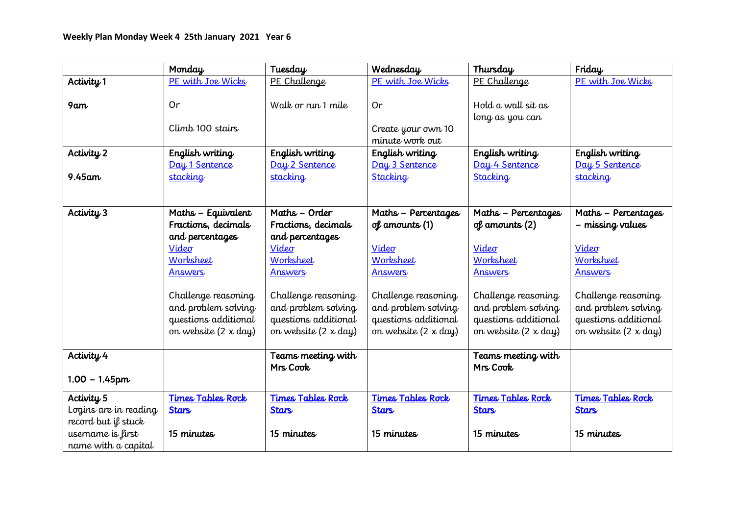**Weekly Plan Monday Week 4 25th January 2021 Year 6**

| | Monday | Tuesday | Wednesday | Thursday | Friday |
|---|---|---|---|---|---|
| Activity 1<br><br>9am | PE with Joe Wicks<br><br>Or<br><br>Climb 100 stairs | PE Challenge<br><br>Walk or run 1 mile | PE with Joe Wicks<br><br>Or<br><br>Create your own 10 minute work out | PE Challenge<br><br>Hold a wall sit as long as you can | PE with Joe Wicks |
| Activity 2<br><br>9.45am | **English writing**<br>Day 1 Sentence stacking | **English writing**<br>Day 2 Sentence stacking | **English writing**<br>Day 3 Sentence Stacking | **English writing**<br>Day 4 Sentence Stacking | **English writing**<br>Day 5 Sentence stacking |
| Activity 3 | **Maths – Equivalent Fractions, decimals and percentages**<br>Video<br>Worksheet<br>Answers<br><br>Challenge reasoning and problem solving questions additional on website (2 x day) | **Maths – Order Fractions, decimals and percentages**<br>Video<br>Worksheet<br>Answers<br><br>Challenge reasoning and problem solving questions additional on website (2 x day) | **Maths – Percentages of amounts (1)**<br><br>Video<br>Worksheet<br>Answers<br><br>Challenge reasoning and problem solving questions additional on website (2 x day) | **Maths – Percentages of amounts (2)**<br><br>Video<br>Worksheet<br>Answers<br><br>Challenge reasoning and problem solving questions additional on website (2 x day) | **Maths – Percentages – missing values**<br><br>Video<br>Worksheet<br>Answers<br><br>Challenge reasoning and problem solving questions additional on website (2 x day) |
| Activity 4<br><br>1.00 – 1.45pm | | **Teams meeting with Mrs Cook** | | **Teams meeting with Mrs Cook** | |
| Activity 5<br>Logins are in reading record but if stuck username is first name with a capital | **Times Tables Rock Stars**<br><br>**15 minutes** | **Times Tables Rock Stars**<br><br>**15 minutes** | **Times Tables Rock Stars**<br><br>**15 minutes** | **Times Tables Rock Stars**<br><br>**15 minutes** | **Times Tables Rock Stars**<br><br>**15 minutes** |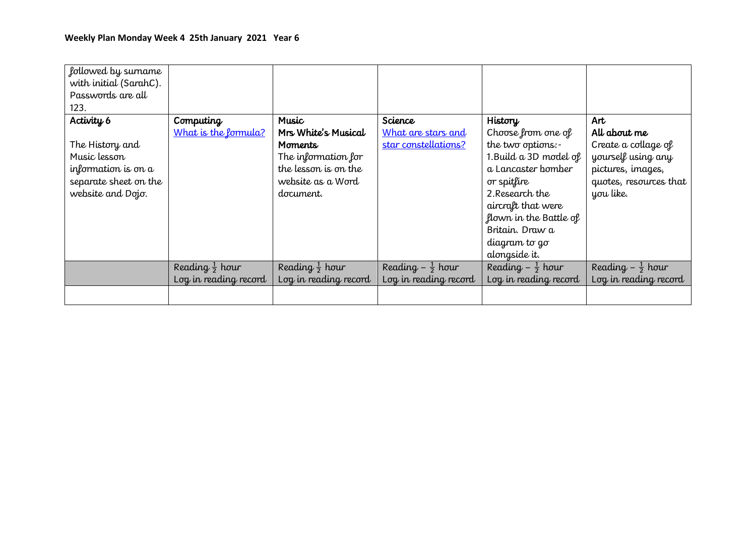**Weekly Plan Monday Week 4 25th January 2021 Year 6**

| | | | | | |
|---|---|---|---|---|---|
| followed by surname with initial (SarahC). Passwords are all 123. | | | | | |
| **Activity 6**<br><br>The History and Music lesson information is on a separate sheet on the website and Dojo. | **Computing**<br>What is the formula? | **Music**<br>**Mrs White's Musical Moments**<br>The information for the lesson is on the website as a Word document. | **Science**<br>What are stars and star constellations? | **History**<br>Choose from one of the two options:-<br>1.Build a 3D model of a Lancaster bomber or spitfire<br>2.Research the aircraft that were flown in the Battle of Britain. Draw a diagram to go alongside it. | **Art**<br>**All about me**<br>Create a collage of yourself using any pictures, images, quotes, resources that you like. |
| | Reading $\frac{1}{2}$ hour<br>Log in reading record | Reading $\frac{1}{2}$ hour<br>Log in reading record | Reading – $\frac{1}{2}$ hour<br>Log in reading record | Reading – $\frac{1}{2}$ hour<br>Log in reading record | Reading – $\frac{1}{2}$ hour<br>Log in reading record |
| | | | | | |